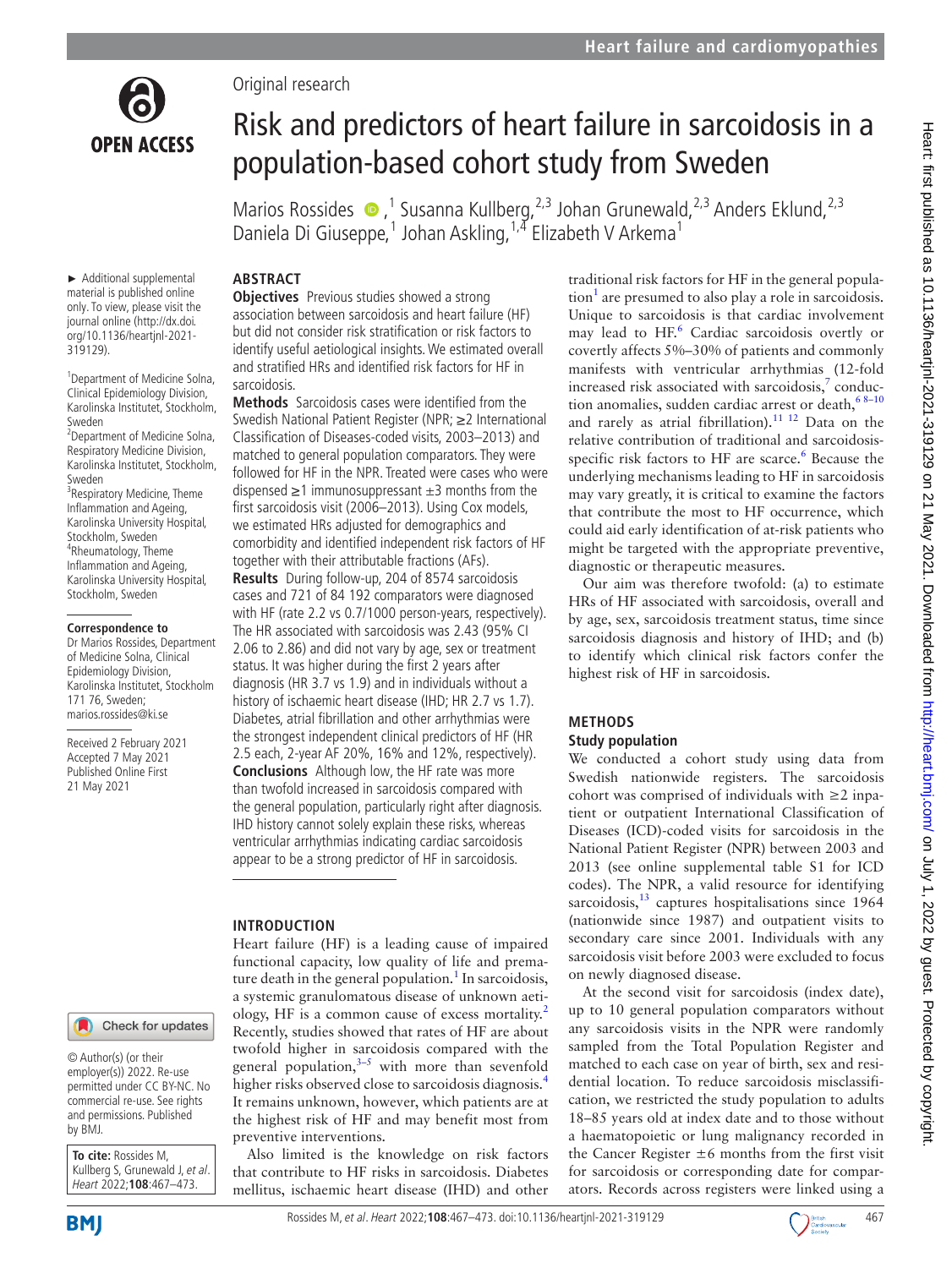Original research

# Risk and predictors of heart failure in sarcoidosis in a population-based cohort study from Sweden

Marios Rossides [1], Susanna Kullberg,[2,3] Johan Grunewald,[2,3] Anders Eklund,[2,3] Daniela Di Giuseppe,[1] Johan Askling,[1,4] Elizabeth V Arkema[1]

► Additional supplemental material is published online only. To view, please visit the journal online (http://dx.doi.org/10.1136/heartjnl-2021-319129).

[1]Department of Medicine Solna, Clinical Epidemiology Division, Karolinska Institutet, Stockholm, Sweden
[2]Department of Medicine Solna, Respiratory Medicine Division, Karolinska Institutet, Stockholm, Sweden
[3]Respiratory Medicine, Theme Inflammation and Ageing, Karolinska University Hospital, Stockholm, Sweden
[4]Rheumatology, Theme Inflammation and Ageing, Karolinska University Hospital, Stockholm, Sweden

**Correspondence to**
Dr Marios Rossides, Department of Medicine Solna, Clinical Epidemiology Division, Karolinska Institutet, Stockholm 171 76, Sweden; marios.rossides@ki.se

Received 2 February 2021
Accepted 7 May 2021
Published Online First 21 May 2021

© Author(s) (or their employer(s)) 2022. Re-use permitted under CC BY-NC. No commercial re-use. See rights and permissions. Published by BMJ.

**To cite:** Rossides M, Kullberg S, Grunewald J, *et al*. *Heart* 2022;**108**:467–473.

## ABSTRACT

**Objectives** Previous studies showed a strong association between sarcoidosis and heart failure (HF) but did not consider risk stratification or risk factors to identify useful aetiological insights. We estimated overall and stratified HRs and identified risk factors for HF in sarcoidosis.

**Methods** Sarcoidosis cases were identified from the Swedish National Patient Register (NPR; ≥2 International Classification of Diseases-coded visits, 2003–2013) and matched to general population comparators. They were followed for HF in the NPR. Treated were cases who were dispensed ≥1 immunosuppressant ±3 months from the first sarcoidosis visit (2006–2013). Using Cox models, we estimated HRs adjusted for demographics and comorbidity and identified independent risk factors of HF together with their attributable fractions (AFs).

**Results** During follow-up, 204 of 8574 sarcoidosis cases and 721 of 84 192 comparators were diagnosed with HF (rate 2.2 vs 0.7/1000 person-years, respectively). The HR associated with sarcoidosis was 2.43 (95% CI 2.06 to 2.86) and did not vary by age, sex or treatment status. It was higher during the first 2 years after diagnosis (HR 3.7 vs 1.9) and in individuals without a history of ischaemic heart disease (IHD; HR 2.7 vs 1.7). Diabetes, atrial fibrillation and other arrhythmias were the strongest independent clinical predictors of HF (HR 2.5 each, 2-year AF 20%, 16% and 12%, respectively).

**Conclusions** Although low, the HF rate was more than twofold increased in sarcoidosis compared with the general population, particularly right after diagnosis. IHD history cannot solely explain these risks, whereas ventricular arrhythmias indicating cardiac sarcoidosis appear to be a strong predictor of HF in sarcoidosis.

## INTRODUCTION

Heart failure (HF) is a leading cause of impaired functional capacity, low quality of life and premature death in the general population.[1] In sarcoidosis, a systemic granulomatous disease of unknown aetiology, HF is a common cause of excess mortality.[2] Recently, studies showed that rates of HF are about twofold higher in sarcoidosis compared with the general population,[3–5] with more than sevenfold higher risks observed close to sarcoidosis diagnosis.[4] It remains unknown, however, which patients are at the highest risk of HF and may benefit most from preventive interventions.

Also limited is the knowledge on risk factors that contribute to HF risks in sarcoidosis. Diabetes mellitus, ischaemic heart disease (IHD) and other traditional risk factors for HF in the general population[1] are presumed to also play a role in sarcoidosis. Unique to sarcoidosis is that cardiac involvement may lead to HF.[6] Cardiac sarcoidosis overtly or covertly affects 5%–30% of patients and commonly manifests with ventricular arrhythmias (12-fold increased risk associated with sarcoidosis,[7] conduction anomalies, sudden cardiac arrest or death,[6 8–10] and rarely as atrial fibrillation).[11 12] Data on the relative contribution of traditional and sarcoidosis-specific risk factors to HF are scarce.[6] Because the underlying mechanisms leading to HF in sarcoidosis may vary greatly, it is critical to examine the factors that contribute the most to HF occurrence, which could aid early identification of at-risk patients who might be targeted with the appropriate preventive, diagnostic or therapeutic measures.

Our aim was therefore twofold: (a) to estimate HRs of HF associated with sarcoidosis, overall and by age, sex, sarcoidosis treatment status, time since sarcoidosis diagnosis and history of IHD; and (b) to identify which clinical risk factors confer the highest risk of HF in sarcoidosis.

## METHODS

### Study population

We conducted a cohort study using data from Swedish nationwide registers. The sarcoidosis cohort was comprised of individuals with ≥2 inpatient or outpatient International Classification of Diseases (ICD)-coded visits for sarcoidosis in the National Patient Register (NPR) between 2003 and 2013 (see online supplemental table S1 for ICD codes). The NPR, a valid resource for identifying sarcoidosis,[13] captures hospitalisations since 1964 (nationwide since 1987) and outpatient visits to secondary care since 2001. Individuals with any sarcoidosis visit before 2003 were excluded to focus on newly diagnosed disease.

At the second visit for sarcoidosis (index date), up to 10 general population comparators without any sarcoidosis visits in the NPR were randomly sampled from the Total Population Register and matched to each case on year of birth, sex and residential location. To reduce sarcoidosis misclassification, we restricted the study population to adults 18–85 years old at index date and to those without a haematopoietic or lung malignancy recorded in the Cancer Register ±6 months from the first visit for sarcoidosis or corresponding date for comparators. Records across registers were linked using a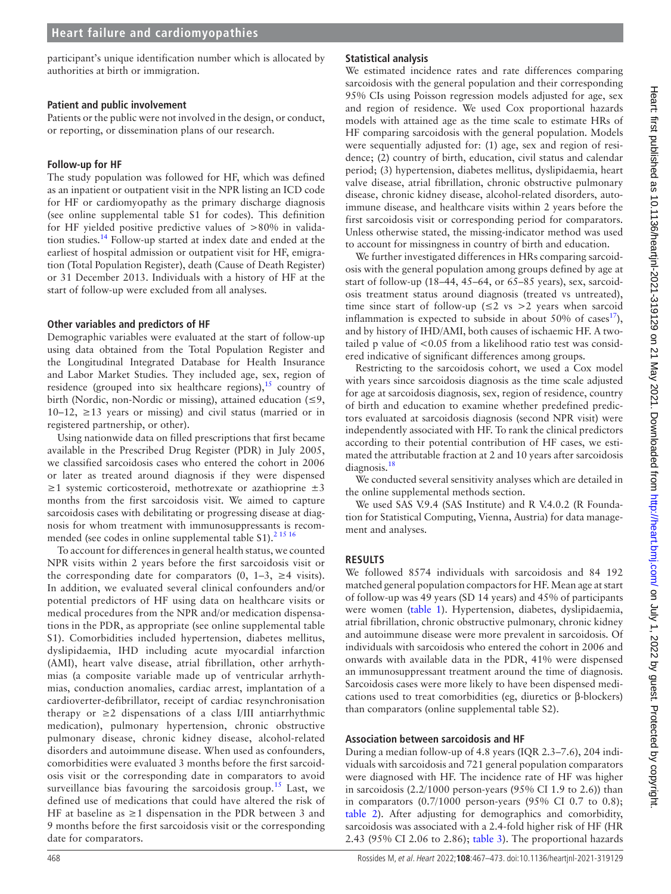participant's unique identification number which is allocated by authorities at birth or immigration.

### Patient and public involvement

Patients or the public were not involved in the design, or conduct, or reporting, or dissemination plans of our research.

### Follow-up for HF

The study population was followed for HF, which was defined as an inpatient or outpatient visit in the NPR listing an ICD code for HF or cardiomyopathy as the primary discharge diagnosis (see online supplemental table S1 for codes). This definition for HF yielded positive predictive values of >80% in validation studies.[14] Follow-up started at index date and ended at the earliest of hospital admission or outpatient visit for HF, emigration (Total Population Register), death (Cause of Death Register) or 31 December 2013. Individuals with a history of HF at the start of follow-up were excluded from all analyses.

### Other variables and predictors of HF

Demographic variables were evaluated at the start of follow-up using data obtained from the Total Population Register and the Longitudinal Integrated Database for Health Insurance and Labor Market Studies. They included age, sex, region of residence (grouped into six healthcare regions),[15] country of birth (Nordic, non-Nordic or missing), attained education (≤9, 10–12, ≥13 years or missing) and civil status (married or in registered partnership, or other).

Using nationwide data on filled prescriptions that first became available in the Prescribed Drug Register (PDR) in July 2005, we classified sarcoidosis cases who entered the cohort in 2006 or later as treated around diagnosis if they were dispensed ≥1 systemic corticosteroid, methotrexate or azathioprine ±3 months from the first sarcoidosis visit. We aimed to capture sarcoidosis cases with debilitating or progressing disease at diagnosis for whom treatment with immunosuppressants is recommended (see codes in online supplemental table S1).[2 15 16]

To account for differences in general health status, we counted NPR visits within 2 years before the first sarcoidosis visit or the corresponding date for comparators (0, 1–3, ≥4 visits). In addition, we evaluated several clinical confounders and/or potential predictors of HF using data on healthcare visits or medical procedures from the NPR and/or medication dispensations in the PDR, as appropriate (see online supplemental table S1). Comorbidities included hypertension, diabetes mellitus, dyslipidaemia, IHD including acute myocardial infarction (AMI), heart valve disease, atrial fibrillation, other arrhythmias (a composite variable made up of ventricular arrhythmias, conduction anomalies, cardiac arrest, implantation of a cardioverter-defibrillator, receipt of cardiac resynchronisation therapy or ≥2 dispensations of a class I/III antiarrhythmic medication), pulmonary hypertension, chronic obstructive pulmonary disease, chronic kidney disease, alcohol-related disorders and autoimmune disease. When used as confounders, comorbidities were evaluated 3 months before the first sarcoidosis visit or the corresponding date in comparators to avoid surveillance bias favouring the sarcoidosis group.[15] Last, we defined use of medications that could have altered the risk of HF at baseline as ≥1 dispensation in the PDR between 3 and 9 months before the first sarcoidosis visit or the corresponding date for comparators.

### Statistical analysis

We estimated incidence rates and rate differences comparing sarcoidosis with the general population and their corresponding 95% CIs using Poisson regression models adjusted for age, sex and region of residence. We used Cox proportional hazards models with attained age as the time scale to estimate HRs of HF comparing sarcoidosis with the general population. Models were sequentially adjusted for: (1) age, sex and region of residence; (2) country of birth, education, civil status and calendar period; (3) hypertension, diabetes mellitus, dyslipidaemia, heart valve disease, atrial fibrillation, chronic obstructive pulmonary disease, chronic kidney disease, alcohol-related disorders, autoimmune disease, and healthcare visits within 2 years before the first sarcoidosis visit or corresponding period for comparators. Unless otherwise stated, the missing-indicator method was used to account for missingness in country of birth and education.

We further investigated differences in HRs comparing sarcoidosis with the general population among groups defined by age at start of follow-up (18–44, 45–64, or 65–85 years), sex, sarcoidosis treatment status around diagnosis (treated vs untreated), time since start of follow-up (≤2 vs >2 years when sarcoid inflammation is expected to subside in about 50% of cases[17]), and by history of IHD/AMI, both causes of ischaemic HF. A two-tailed p value of <0.05 from a likelihood ratio test was considered indicative of significant differences among groups.

Restricting to the sarcoidosis cohort, we used a Cox model with years since sarcoidosis diagnosis as the time scale adjusted for age at sarcoidosis diagnosis, sex, region of residence, country of birth and education to examine whether predefined predictors evaluated at sarcoidosis diagnosis (second NPR visit) were independently associated with HF. To rank the clinical predictors according to their potential contribution of HF cases, we estimated the attributable fraction at 2 and 10 years after sarcoidosis diagnosis.[18]

We conducted several sensitivity analyses which are detailed in the online supplemental methods section.

We used SAS V.9.4 (SAS Institute) and R V.4.0.2 (R Foundation for Statistical Computing, Vienna, Austria) for data management and analyses.

## RESULTS

We followed 8574 individuals with sarcoidosis and 84 192 matched general population compactors for HF. Mean age at start of follow-up was 49 years (SD 14 years) and 45% of participants were women (table 1). Hypertension, diabetes, dyslipidaemia, atrial fibrillation, chronic obstructive pulmonary, chronic kidney and autoimmune disease were more prevalent in sarcoidosis. Of individuals with sarcoidosis who entered the cohort in 2006 and onwards with available data in the PDR, 41% were dispensed an immunosuppressant treatment around the time of diagnosis. Sarcoidosis cases were more likely to have been dispensed medications used to treat comorbidities (eg, diuretics or β-blockers) than comparators (online supplemental table S2).

### Association between sarcoidosis and HF

During a median follow-up of 4.8 years (IQR 2.3–7.6), 204 individuals with sarcoidosis and 721 general population comparators were diagnosed with HF. The incidence rate of HF was higher in sarcoidosis (2.2/1000 person-years (95% CI 1.9 to 2.6)) than in comparators (0.7/1000 person-years (95% CI 0.7 to 0.8); table 2). After adjusting for demographics and comorbidity, sarcoidosis was associated with a 2.4-fold higher risk of HF (HR 2.43 (95% CI 2.06 to 2.86); table 3). The proportional hazards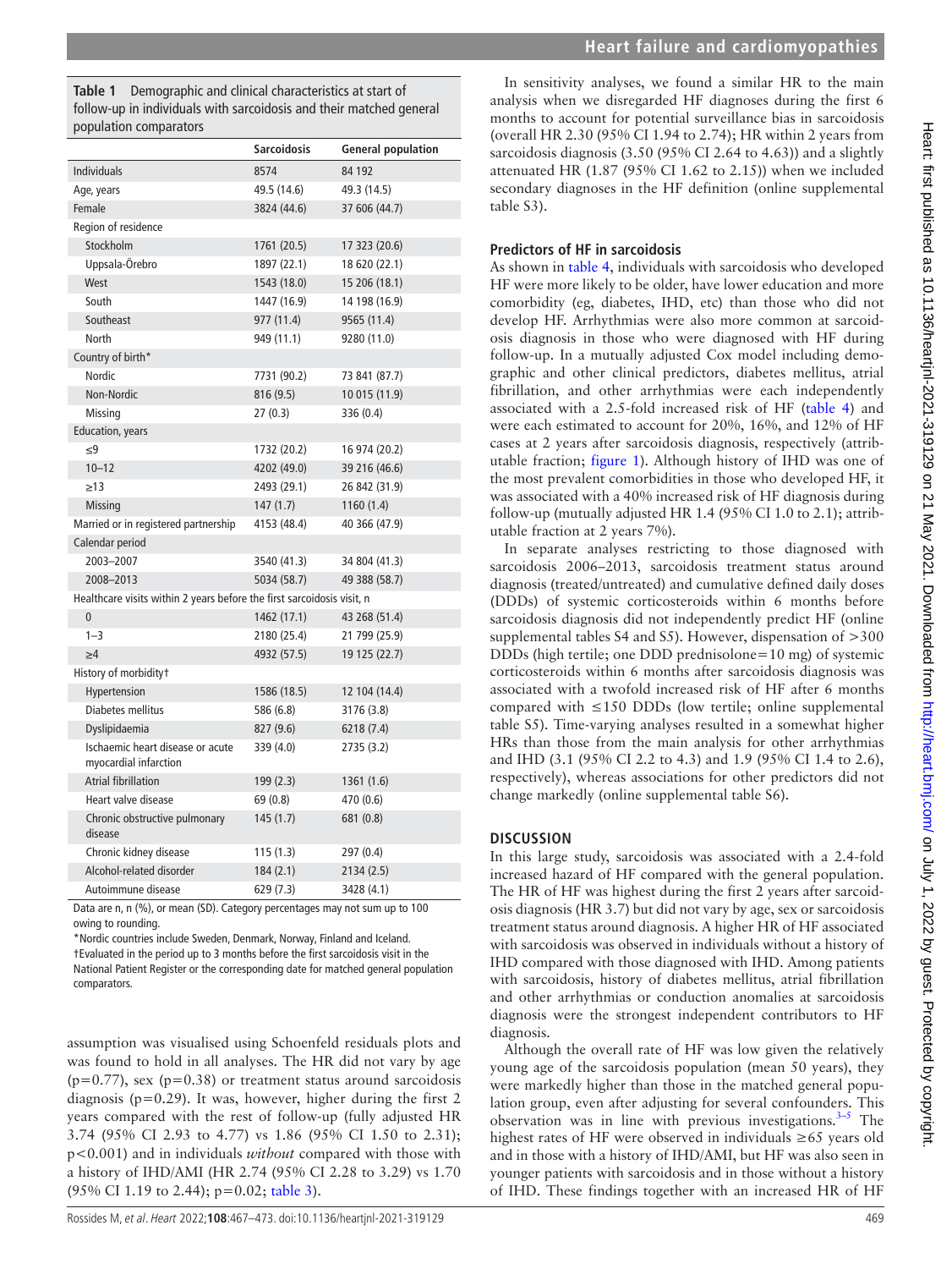**Table 1** Demographic and clinical characteristics at start of follow-up in individuals with sarcoidosis and their matched general population comparators

| | Sarcoidosis | General population |
|---|---|---|
| Individuals | 8574 | 84 192 |
| Age, years | 49.5 (14.6) | 49.3 (14.5) |
| Female | 3824 (44.6) | 37 606 (44.7) |
| Region of residence | | |
| Stockholm | 1761 (20.5) | 17 323 (20.6) |
| Uppsala-Örebro | 1897 (22.1) | 18 620 (22.1) |
| West | 1543 (18.0) | 15 206 (18.1) |
| South | 1447 (16.9) | 14 198 (16.9) |
| Southeast | 977 (11.4) | 9565 (11.4) |
| North | 949 (11.1) | 9280 (11.0) |
| Country of birth* | | |
| Nordic | 7731 (90.2) | 73 841 (87.7) |
| Non-Nordic | 816 (9.5) | 10 015 (11.9) |
| Missing | 27 (0.3) | 336 (0.4) |
| Education, years | | |
| ≤9 | 1732 (20.2) | 16 974 (20.2) |
| 10–12 | 4202 (49.0) | 39 216 (46.6) |
| ≥13 | 2493 (29.1) | 26 842 (31.9) |
| Missing | 147 (1.7) | 1160 (1.4) |
| Married or in registered partnership | 4153 (48.4) | 40 366 (47.9) |
| Calendar period | | |
| 2003–2007 | 3540 (41.3) | 34 804 (41.3) |
| 2008–2013 | 5034 (58.7) | 49 388 (58.7) |
| Healthcare visits within 2 years before the first sarcoidosis visit, n | | |
| 0 | 1462 (17.1) | 43 268 (51.4) |
| 1–3 | 2180 (25.4) | 21 799 (25.9) |
| ≥4 | 4932 (57.5) | 19 125 (22.7) |
| History of morbidity† | | |
| Hypertension | 1586 (18.5) | 12 104 (14.4) |
| Diabetes mellitus | 586 (6.8) | 3176 (3.8) |
| Dyslipidaemia | 827 (9.6) | 6218 (7.4) |
| Ischaemic heart disease or acute myocardial infarction | 339 (4.0) | 2735 (3.2) |
| Atrial fibrillation | 199 (2.3) | 1361 (1.6) |
| Heart valve disease | 69 (0.8) | 470 (0.6) |
| Chronic obstructive pulmonary disease | 145 (1.7) | 681 (0.8) |
| Chronic kidney disease | 115 (1.3) | 297 (0.4) |
| Alcohol-related disorder | 184 (2.1) | 2134 (2.5) |
| Autoimmune disease | 629 (7.3) | 3428 (4.1) |

Data are n, n (%), or mean (SD). Category percentages may not sum up to 100 owing to rounding.

*Nordic countries include Sweden, Denmark, Norway, Finland and Iceland.

†Evaluated in the period up to 3 months before the first sarcoidosis visit in the National Patient Register or the corresponding date for matched general population comparators.

assumption was visualised using Schoenfeld residuals plots and was found to hold in all analyses. The HR did not vary by age (p=0.77), sex (p=0.38) or treatment status around sarcoidosis diagnosis (p=0.29). It was, however, higher during the first 2 years compared with the rest of follow-up (fully adjusted HR 3.74 (95% CI 2.93 to 4.77) vs 1.86 (95% CI 1.50 to 2.31); p<0.001) and in individuals *without* compared with those with a history of IHD/AMI (HR 2.74 (95% CI 2.28 to 3.29) vs 1.70 (95% CI 1.19 to 2.44); p=0.02; table 3).

In sensitivity analyses, we found a similar HR to the main analysis when we disregarded HF diagnoses during the first 6 months to account for potential surveillance bias in sarcoidosis (overall HR 2.30 (95% CI 1.94 to 2.74); HR within 2 years from sarcoidosis diagnosis (3.50 (95% CI 2.64 to 4.63)) and a slightly attenuated HR (1.87 (95% CI 1.62 to 2.15)) when we included secondary diagnoses in the HF definition (online supplemental table S3).

## Predictors of HF in sarcoidosis

As shown in table 4, individuals with sarcoidosis who developed HF were more likely to be older, have lower education and more comorbidity (eg, diabetes, IHD, etc) than those who did not develop HF. Arrhythmias were also more common at sarcoidosis diagnosis in those who were diagnosed with HF during follow-up. In a mutually adjusted Cox model including demographic and other clinical predictors, diabetes mellitus, atrial fibrillation, and other arrhythmias were each independently associated with a 2.5-fold increased risk of HF (table 4) and were each estimated to account for 20%, 16%, and 12% of HF cases at 2 years after sarcoidosis diagnosis, respectively (attributable fraction; figure 1). Although history of IHD was one of the most prevalent comorbidities in those who developed HF, it was associated with a 40% increased risk of HF diagnosis during follow-up (mutually adjusted HR 1.4 (95% CI 1.0 to 2.1); attributable fraction at 2 years 7%).

In separate analyses restricting to those diagnosed with sarcoidosis 2006–2013, sarcoidosis treatment status around diagnosis (treated/untreated) and cumulative defined daily doses (DDDs) of systemic corticosteroids within 6 months before sarcoidosis diagnosis did not independently predict HF (online supplemental tables S4 and S5). However, dispensation of >300 DDDs (high tertile; one DDD prednisolone=10 mg) of systemic corticosteroids within 6 months after sarcoidosis diagnosis was associated with a twofold increased risk of HF after 6 months compared with ≤150 DDDs (low tertile; online supplemental table S5). Time-varying analyses resulted in a somewhat higher HRs than those from the main analysis for other arrhythmias and IHD (3.1 (95% CI 2.2 to 4.3) and 1.9 (95% CI 1.4 to 2.6), respectively), whereas associations for other predictors did not change markedly (online supplemental table S6).

## DISCUSSION

In this large study, sarcoidosis was associated with a 2.4-fold increased hazard of HF compared with the general population. The HR of HF was highest during the first 2 years after sarcoidosis diagnosis (HR 3.7) but did not vary by age, sex or sarcoidosis treatment status around diagnosis. A higher HR of HF associated with sarcoidosis was observed in individuals without a history of IHD compared with those diagnosed with IHD. Among patients with sarcoidosis, history of diabetes mellitus, atrial fibrillation and other arrhythmias or conduction anomalies at sarcoidosis diagnosis were the strongest independent contributors to HF diagnosis.

Although the overall rate of HF was low given the relatively young age of the sarcoidosis population (mean 50 years), they were markedly higher than those in the matched general population group, even after adjusting for several confounders. This observation was in line with previous investigations.[3–5] The highest rates of HF were observed in individuals ≥65 years old and in those with a history of IHD/AMI, but HF was also seen in younger patients with sarcoidosis and in those without a history of IHD. These findings together with an increased HR of HF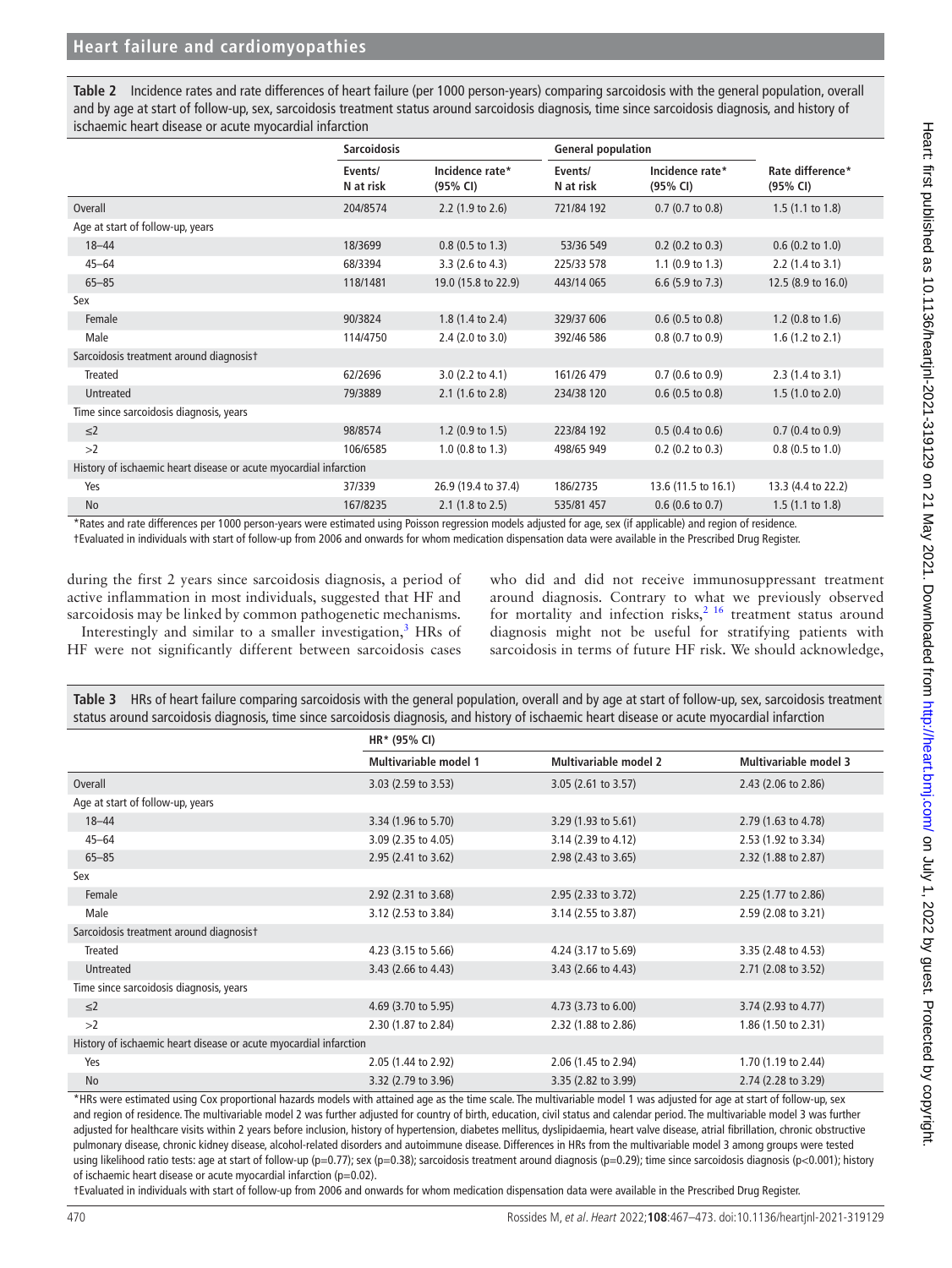**Table 2** Incidence rates and rate differences of heart failure (per 1000 person-years) comparing sarcoidosis with the general population, overall and by age at start of follow-up, sex, sarcoidosis treatment status around sarcoidosis diagnosis, time since sarcoidosis diagnosis, and history of ischaemic heart disease or acute myocardial infarction

| | Sarcoidosis | | General population | | |
|---|---|---|---|---|---|
| | Events/ N at risk | Incidence rate* (95% CI) | Events/ N at risk | Incidence rate* (95% CI) | Rate difference* (95% CI) |
| Overall | 204/8574 | 2.2 (1.9 to 2.6) | 721/84 192 | 0.7 (0.7 to 0.8) | 1.5 (1.1 to 1.8) |
| Age at start of follow-up, years | | | | | |
| 18–44 | 18/3699 | 0.8 (0.5 to 1.3) | 53/36 549 | 0.2 (0.2 to 0.3) | 0.6 (0.2 to 1.0) |
| 45–64 | 68/3394 | 3.3 (2.6 to 4.3) | 225/33 578 | 1.1 (0.9 to 1.3) | 2.2 (1.4 to 3.1) |
| 65–85 | 118/1481 | 19.0 (15.8 to 22.9) | 443/14 065 | 6.6 (5.9 to 7.3) | 12.5 (8.9 to 16.0) |
| Sex | | | | | |
| Female | 90/3824 | 1.8 (1.4 to 2.4) | 329/37 606 | 0.6 (0.5 to 0.8) | 1.2 (0.8 to 1.6) |
| Male | 114/4750 | 2.4 (2.0 to 3.0) | 392/46 586 | 0.8 (0.7 to 0.9) | 1.6 (1.2 to 2.1) |
| Sarcoidosis treatment around diagnosis† | | | | | |
| Treated | 62/2696 | 3.0 (2.2 to 4.1) | 161/26 479 | 0.7 (0.6 to 0.9) | 2.3 (1.4 to 3.1) |
| Untreated | 79/3889 | 2.1 (1.6 to 2.8) | 234/38 120 | 0.6 (0.5 to 0.8) | 1.5 (1.0 to 2.0) |
| Time since sarcoidosis diagnosis, years | | | | | |
| ≤2 | 98/8574 | 1.2 (0.9 to 1.5) | 223/84 192 | 0.5 (0.4 to 0.6) | 0.7 (0.4 to 0.9) |
| >2 | 106/6585 | 1.0 (0.8 to 1.3) | 498/65 949 | 0.2 (0.2 to 0.3) | 0.8 (0.5 to 1.0) |
| History of ischaemic heart disease or acute myocardial infarction | | | | | |
| Yes | 37/339 | 26.9 (19.4 to 37.4) | 186/2735 | 13.6 (11.5 to 16.1) | 13.3 (4.4 to 22.2) |
| No | 167/8235 | 2.1 (1.8 to 2.5) | 535/81 457 | 0.6 (0.6 to 0.7) | 1.5 (1.1 to 1.8) |

*Rates and rate differences per 1000 person-years were estimated using Poisson regression models adjusted for age, sex (if applicable) and region of residence.
†Evaluated in individuals with start of follow-up from 2006 and onwards for whom medication dispensation data were available in the Prescribed Drug Register.

during the first 2 years since sarcoidosis diagnosis, a period of active inflammation in most individuals, suggested that HF and sarcoidosis may be linked by common pathogenetic mechanisms.

Interestingly and similar to a smaller investigation,[3] HRs of HF were not significantly different between sarcoidosis cases who did and did not receive immunosuppressant treatment around diagnosis. Contrary to what we previously observed for mortality and infection risks,[2,16] treatment status around diagnosis might not be useful for stratifying patients with sarcoidosis in terms of future HF risk. We should acknowledge,

**Table 3** HRs of heart failure comparing sarcoidosis with the general population, overall and by age at start of follow-up, sex, sarcoidosis treatment status around sarcoidosis diagnosis, time since sarcoidosis diagnosis, and history of ischaemic heart disease or acute myocardial infarction

| | HR* (95% CI) | | |
|---|---|---|---|
| | Multivariable model 1 | Multivariable model 2 | Multivariable model 3 |
| Overall | 3.03 (2.59 to 3.53) | 3.05 (2.61 to 3.57) | 2.43 (2.06 to 2.86) |
| Age at start of follow-up, years | | | |
| 18–44 | 3.34 (1.96 to 5.70) | 3.29 (1.93 to 5.61) | 2.79 (1.63 to 4.78) |
| 45–64 | 3.09 (2.35 to 4.05) | 3.14 (2.39 to 4.12) | 2.53 (1.92 to 3.34) |
| 65–85 | 2.95 (2.41 to 3.62) | 2.98 (2.43 to 3.65) | 2.32 (1.88 to 2.87) |
| Sex | | | |
| Female | 2.92 (2.31 to 3.68) | 2.95 (2.33 to 3.72) | 2.25 (1.77 to 2.86) |
| Male | 3.12 (2.53 to 3.84) | 3.14 (2.55 to 3.87) | 2.59 (2.08 to 3.21) |
| Sarcoidosis treatment around diagnosis† | | | |
| Treated | 4.23 (3.15 to 5.66) | 4.24 (3.17 to 5.69) | 3.35 (2.48 to 4.53) |
| Untreated | 3.43 (2.66 to 4.43) | 3.43 (2.66 to 4.43) | 2.71 (2.08 to 3.52) |
| Time since sarcoidosis diagnosis, years | | | |
| ≤2 | 4.69 (3.70 to 5.95) | 4.73 (3.73 to 6.00) | 3.74 (2.93 to 4.77) |
| >2 | 2.30 (1.87 to 2.84) | 2.32 (1.88 to 2.86) | 1.86 (1.50 to 2.31) |
| History of ischaemic heart disease or acute myocardial infarction | | | |
| Yes | 2.05 (1.44 to 2.92) | 2.06 (1.45 to 2.94) | 1.70 (1.19 to 2.44) |
| No | 3.32 (2.79 to 3.96) | 3.35 (2.82 to 3.99) | 2.74 (2.28 to 3.29) |

*HRs were estimated using Cox proportional hazards models with attained age as the time scale. The multivariable model 1 was adjusted for age at start of follow-up, sex and region of residence. The multivariable model 2 was further adjusted for country of birth, education, civil status and calendar period. The multivariable model 3 was further adjusted for healthcare visits within 2 years before inclusion, history of hypertension, diabetes mellitus, dyslipidaemia, heart valve disease, atrial fibrillation, chronic obstructive pulmonary disease, chronic kidney disease, alcohol-related disorders and autoimmune disease. Differences in HRs from the multivariable model 3 among groups were tested using likelihood ratio tests: age at start of follow-up ($p=0.77$); sex ($p=0.38$); sarcoidosis treatment around diagnosis ($p=0.29$); time since sarcoidosis diagnosis ($p<0.001$); history of ischaemic heart disease or acute myocardial infarction ($p=0.02$).
†Evaluated in individuals with start of follow-up from 2006 and onwards for whom medication dispensation data were available in the Prescribed Drug Register.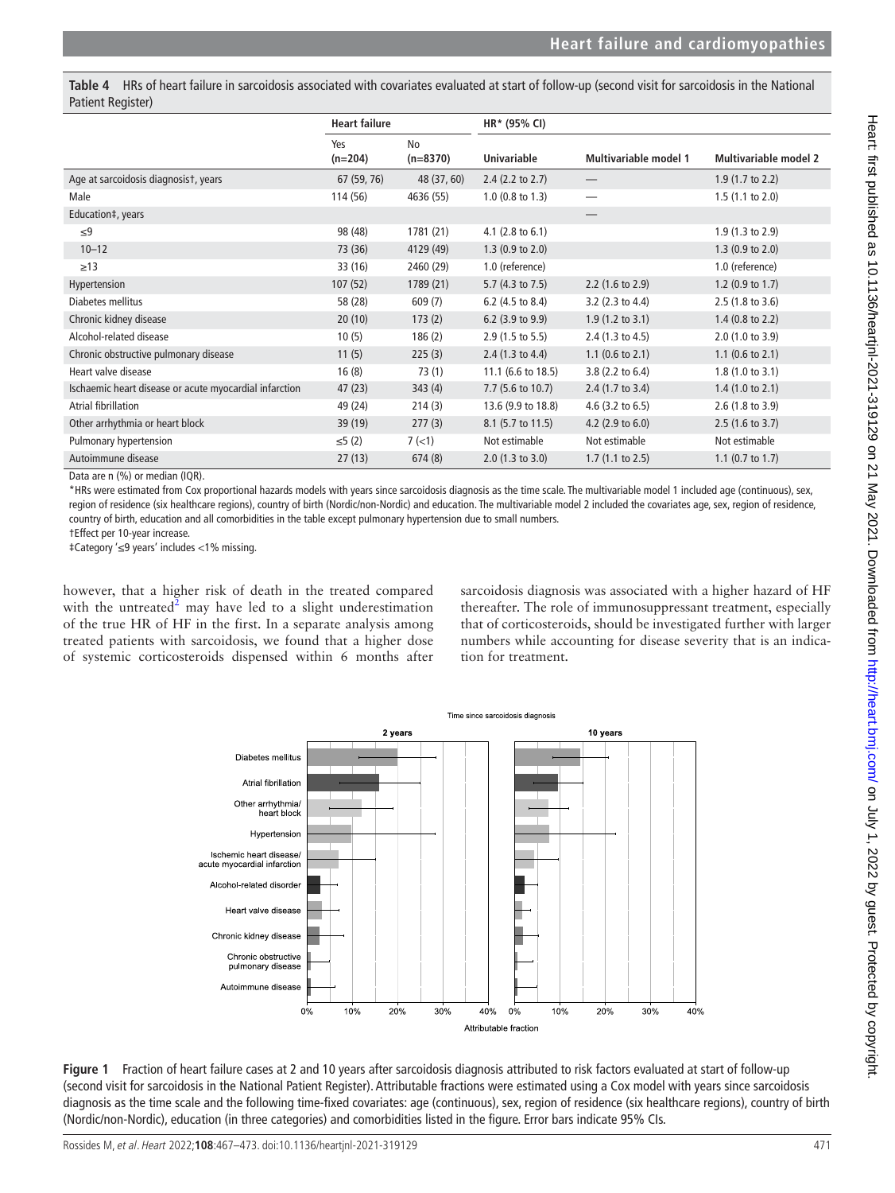**Table 4** HRs of heart failure in sarcoidosis associated with covariates evaluated at start of follow-up (second visit for sarcoidosis in the National Patient Register)

| | Heart failure | | HR* (95% CI) | | |
|---|---|---|---|---|---|
| | Yes (n=204) | No (n=8370) | Univariable | Multivariable model 1 | Multivariable model 2 |
| Age at sarcoidosis diagnosis†, years | 67 (59, 76) | 48 (37, 60) | 2.4 (2.2 to 2.7) | — | 1.9 (1.7 to 2.2) |
| Male | 114 (56) | 4636 (55) | 1.0 (0.8 to 1.3) | — | 1.5 (1.1 to 2.0) |
| Education‡, years | | | | — | |
| ≤9 | 98 (48) | 1781 (21) | 4.1 (2.8 to 6.1) | | 1.9 (1.3 to 2.9) |
| 10–12 | 73 (36) | 4129 (49) | 1.3 (0.9 to 2.0) | | 1.3 (0.9 to 2.0) |
| ≥13 | 33 (16) | 2460 (29) | 1.0 (reference) | | 1.0 (reference) |
| Hypertension | 107 (52) | 1789 (21) | 5.7 (4.3 to 7.5) | 2.2 (1.6 to 2.9) | 1.2 (0.9 to 1.7) |
| Diabetes mellitus | 58 (28) | 609 (7) | 6.2 (4.5 to 8.4) | 3.2 (2.3 to 4.4) | 2.5 (1.8 to 3.6) |
| Chronic kidney disease | 20 (10) | 173 (2) | 6.2 (3.9 to 9.9) | 1.9 (1.2 to 3.1) | 1.4 (0.8 to 2.2) |
| Alcohol-related disease | 10 (5) | 186 (2) | 2.9 (1.5 to 5.5) | 2.4 (1.3 to 4.5) | 2.0 (1.0 to 3.9) |
| Chronic obstructive pulmonary disease | 11 (5) | 225 (3) | 2.4 (1.3 to 4.4) | 1.1 (0.6 to 2.1) | 1.1 (0.6 to 2.1) |
| Heart valve disease | 16 (8) | 73 (1) | 11.1 (6.6 to 18.5) | 3.8 (2.2 to 6.4) | 1.8 (1.0 to 3.1) |
| Ischaemic heart disease or acute myocardial infarction | 47 (23) | 343 (4) | 7.7 (5.6 to 10.7) | 2.4 (1.7 to 3.4) | 1.4 (1.0 to 2.1) |
| Atrial fibrillation | 49 (24) | 214 (3) | 13.6 (9.9 to 18.8) | 4.6 (3.2 to 6.5) | 2.6 (1.8 to 3.9) |
| Other arrhythmia or heart block | 39 (19) | 277 (3) | 8.1 (5.7 to 11.5) | 4.2 (2.9 to 6.0) | 2.5 (1.6 to 3.7) |
| Pulmonary hypertension | ≤5 (2) | 7 (<1) | Not estimable | Not estimable | Not estimable |
| Autoimmune disease | 27 (13) | 674 (8) | 2.0 (1.3 to 3.0) | 1.7 (1.1 to 2.5) | 1.1 (0.7 to 1.7) |

Data are n (%) or median (IQR).

*HRs were estimated from Cox proportional hazards models with years since sarcoidosis diagnosis as the time scale. The multivariable model 1 included age (continuous), sex, region of residence (six healthcare regions), country of birth (Nordic/non-Nordic) and education. The multivariable model 2 included the covariates age, sex, region of residence, country of birth, education and all comorbidities in the table except pulmonary hypertension due to small numbers.

†Effect per 10-year increase.

‡Category '≤9 years' includes <1% missing.

however, that a higher risk of death in the treated compared with the untreated[2] may have led to a slight underestimation of the true HR of HF in the first. In a separate analysis among treated patients with sarcoidosis, we found that a higher dose of systemic corticosteroids dispensed within 6 months after sarcoidosis diagnosis was associated with a higher hazard of HF thereafter. The role of immunosuppressant treatment, especially that of corticosteroids, should be investigated further with larger numbers while accounting for disease severity that is an indication for treatment.

**Figure 1** Fraction of heart failure cases at 2 and 10 years after sarcoidosis diagnosis attributed to risk factors evaluated at start of follow-up (second visit for sarcoidosis in the National Patient Register). Attributable fractions were estimated using a Cox model with years since sarcoidosis diagnosis as the time scale and the following time-fixed covariates: age (continuous), sex, region of residence (six healthcare regions), country of birth (Nordic/non-Nordic), education (in three categories) and comorbidities listed in the figure. Error bars indicate 95% CIs.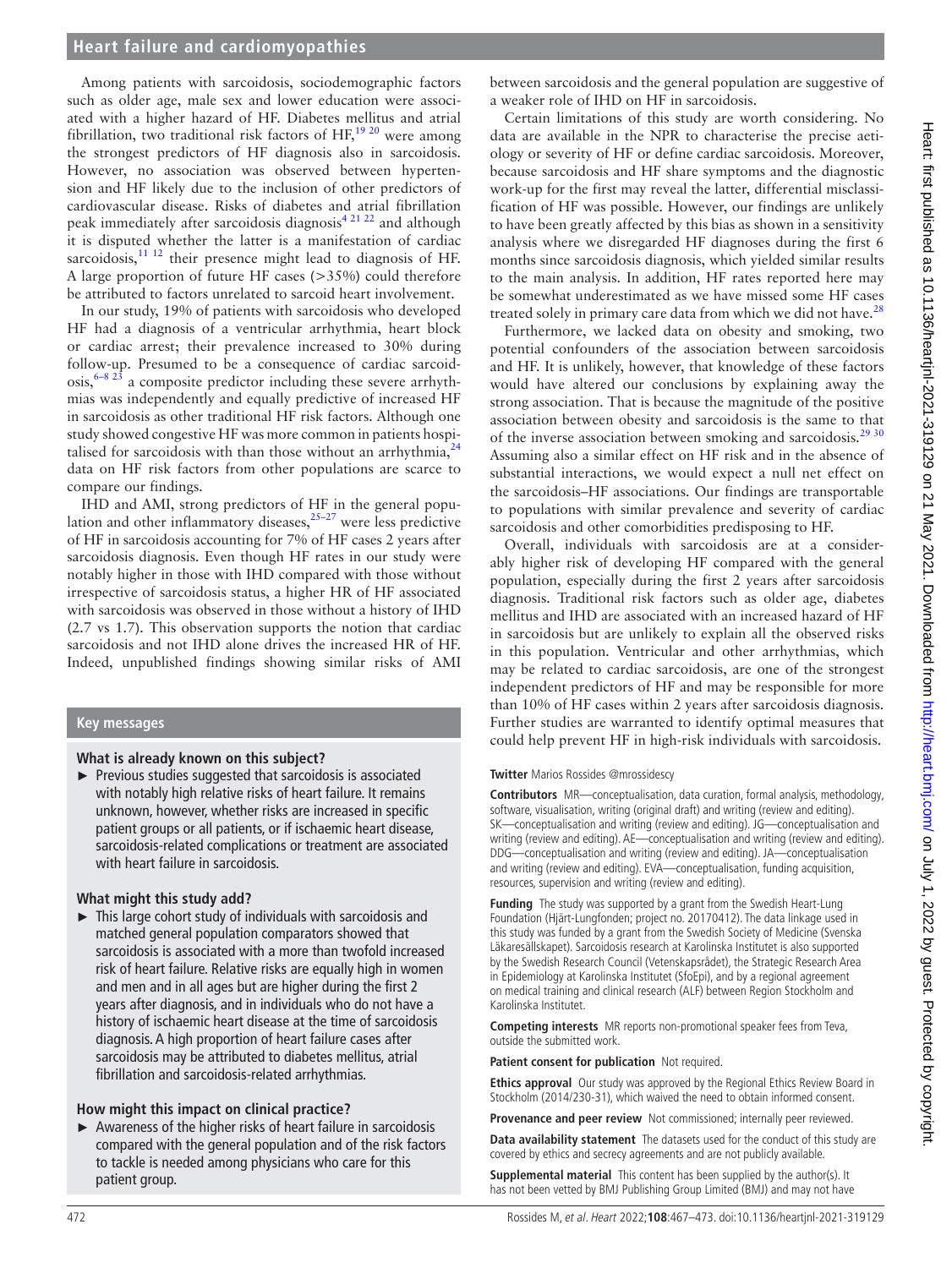Among patients with sarcoidosis, sociodemographic factors such as older age, male sex and lower education were associated with a higher hazard of HF. Diabetes mellitus and atrial fibrillation, two traditional risk factors of HF,[19 20] were among the strongest predictors of HF diagnosis also in sarcoidosis. However, no association was observed between hypertension and HF likely due to the inclusion of other predictors of cardiovascular disease. Risks of diabetes and atrial fibrillation peak immediately after sarcoidosis diagnosis[4 21 22] and although it is disputed whether the latter is a manifestation of cardiac sarcoidosis,[11 12] their presence might lead to diagnosis of HF. A large proportion of future HF cases (>35%) could therefore be attributed to factors unrelated to sarcoid heart involvement.

In our study, 19% of patients with sarcoidosis who developed HF had a diagnosis of a ventricular arrhythmia, heart block or cardiac arrest; their prevalence increased to 30% during follow-up. Presumed to be a consequence of cardiac sarcoidosis,[6–8 23] a composite predictor including these severe arrhythmias was independently and equally predictive of increased HF in sarcoidosis as other traditional HF risk factors. Although one study showed congestive HF was more common in patients hospitalised for sarcoidosis with than those without an arrhythmia,[24] data on HF risk factors from other populations are scarce to compare our findings.

IHD and AMI, strong predictors of HF in the general population and other inflammatory diseases,[25–27] were less predictive of HF in sarcoidosis accounting for 7% of HF cases 2 years after sarcoidosis diagnosis. Even though HF rates in our study were notably higher in those with IHD compared with those without irrespective of sarcoidosis status, a higher HR of HF associated with sarcoidosis was observed in those without a history of IHD (2.7 vs 1.7). This observation supports the notion that cardiac sarcoidosis and not IHD alone drives the increased HR of HF. Indeed, unpublished findings showing similar risks of AMI between sarcoidosis and the general population are suggestive of a weaker role of IHD on HF in sarcoidosis.

Certain limitations of this study are worth considering. No data are available in the NPR to characterise the precise aetiology or severity of HF or define cardiac sarcoidosis. Moreover, because sarcoidosis and HF share symptoms and the diagnostic work-up for the first may reveal the latter, differential misclassification of HF was possible. However, our findings are unlikely to have been greatly affected by this bias as shown in a sensitivity analysis where we disregarded HF diagnoses during the first 6 months since sarcoidosis diagnosis, which yielded similar results to the main analysis. In addition, HF rates reported here may be somewhat underestimated as we have missed some HF cases treated solely in primary care data from which we did not have.[28]

Furthermore, we lacked data on obesity and smoking, two potential confounders of the association between sarcoidosis and HF. It is unlikely, however, that knowledge of these factors would have altered our conclusions by explaining away the strong association. That is because the magnitude of the positive association between obesity and sarcoidosis is the same to that of the inverse association between smoking and sarcoidosis.[29 30] Assuming also a similar effect on HF risk and in the absence of substantial interactions, we would expect a null net effect on the sarcoidosis–HF associations. Our findings are transportable to populations with similar prevalence and severity of cardiac sarcoidosis and other comorbidities predisposing to HF.

Overall, individuals with sarcoidosis are at a considerably higher risk of developing HF compared with the general population, especially during the first 2 years after sarcoidosis diagnosis. Traditional risk factors such as older age, diabetes mellitus and IHD are associated with an increased hazard of HF in sarcoidosis but are unlikely to explain all the observed risks in this population. Ventricular and other arrhythmias, which may be related to cardiac sarcoidosis, are one of the strongest independent predictors of HF and may be responsible for more than 10% of HF cases within 2 years after sarcoidosis diagnosis. Further studies are warranted to identify optimal measures that could help prevent HF in high-risk individuals with sarcoidosis.

## Key messages

### What is already known on this subject?

- Previous studies suggested that sarcoidosis is associated with notably high relative risks of heart failure. It remains unknown, however, whether risks are increased in specific patient groups or all patients, or if ischaemic heart disease, sarcoidosis-related complications or treatment are associated with heart failure in sarcoidosis.

### What might this study add?

- This large cohort study of individuals with sarcoidosis and matched general population comparators showed that sarcoidosis is associated with a more than twofold increased risk of heart failure. Relative risks are equally high in women and men and in all ages but are higher during the first 2 years after diagnosis, and in individuals who do not have a history of ischaemic heart disease at the time of sarcoidosis diagnosis. A high proportion of heart failure cases after sarcoidosis may be attributed to diabetes mellitus, atrial fibrillation and sarcoidosis-related arrhythmias.

### How might this impact on clinical practice?

- Awareness of the higher risks of heart failure in sarcoidosis compared with the general population and of the risk factors to tackle is needed among physicians who care for this patient group.

**Twitter** Marios Rossides @mrossidescy

**Contributors** MR—conceptualisation, data curation, formal analysis, methodology, software, visualisation, writing (original draft) and writing (review and editing). SK—conceptualisation and writing (review and editing). JG—conceptualisation and writing (review and editing). AE—conceptualisation and writing (review and editing). DDG—conceptualisation and writing (review and editing). JA—conceptualisation and writing (review and editing). EVA—conceptualisation, funding acquisition, resources, supervision and writing (review and editing).

**Funding** The study was supported by a grant from the Swedish Heart-Lung Foundation (Hjärt-Lungfonden; project no. 20170412). The data linkage used in this study was funded by a grant from the Swedish Society of Medicine (Svenska Läkaresällskapet). Sarcoidosis research at Karolinska Institutet is also supported by the Swedish Research Council (Vetenskapsrådet), the Strategic Research Area in Epidemiology at Karolinska Institutet (SfoEpi), and by a regional agreement on medical training and clinical research (ALF) between Region Stockholm and Karolinska Institutet.

**Competing interests** MR reports non-promotional speaker fees from Teva, outside the submitted work.

**Patient consent for publication** Not required.

**Ethics approval** Our study was approved by the Regional Ethics Review Board in Stockholm (2014/230-31), which waived the need to obtain informed consent.

**Provenance and peer review** Not commissioned; internally peer reviewed.

**Data availability statement** The datasets used for the conduct of this study are covered by ethics and secrecy agreements and are not publicly available.

**Supplemental material** This content has been supplied by the author(s). It has not been vetted by BMJ Publishing Group Limited (BMJ) and may not have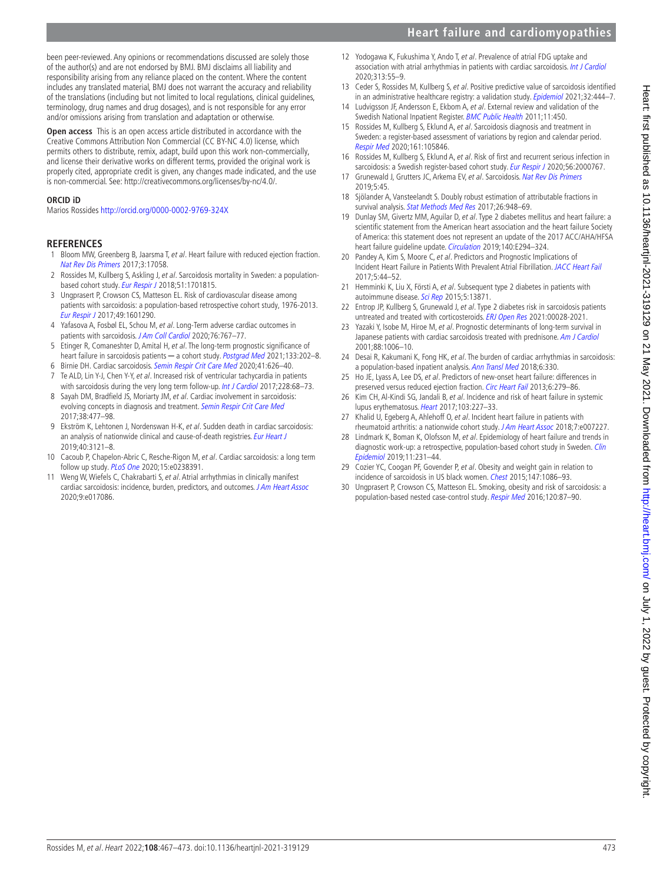been peer-reviewed. Any opinions or recommendations discussed are solely those of the author(s) and are not endorsed by BMJ. BMJ disclaims all liability and responsibility arising from any reliance placed on the content. Where the content includes any translated material, BMJ does not warrant the accuracy and reliability of the translations (including but not limited to local regulations, clinical guidelines, terminology, drug names and drug dosages), and is not responsible for any error and/or omissions arising from translation and adaptation or otherwise.

**Open access** This is an open access article distributed in accordance with the Creative Commons Attribution Non Commercial (CC BY-NC 4.0) license, which permits others to distribute, remix, adapt, build upon this work non-commercially, and license their derivative works on different terms, provided the original work is properly cited, appropriate credit is given, any changes made indicated, and the use is non-commercial. See: http://creativecommons.org/licenses/by-nc/4.0/.

**ORCID iD**

Marios Rossides http://orcid.org/0000-0002-9769-324X

## REFERENCES

1. Bloom MW, Greenberg B, Jaarsma T, *et al*. Heart failure with reduced ejection fraction. *Nat Rev Dis Primers* 2017;3:17058.
2. Rossides M, Kullberg S, Askling J, *et al*. Sarcoidosis mortality in Sweden: a population-based cohort study. *Eur Respir J* 2018;51:1701815.
3. Ungprasert P, Crowson CS, Matteson EL. Risk of cardiovascular disease among patients with sarcoidosis: a population-based retrospective cohort study, 1976-2013. *Eur Respir J* 2017;49:1601290.
4. Yafasova A, Fosbøl EL, Schou M, *et al*. Long-Term adverse cardiac outcomes in patients with sarcoidosis. *J Am Coll Cardiol* 2020;76:767–77.
5. Etinger R, Comaneshter D, Amital H, *et al*. The long-term prognostic significance of heart failure in sarcoidosis patients — a cohort study. *Postgrad Med* 2021;133:202–8.
6. Birnie DH. Cardiac sarcoidosis. *Semin Respir Crit Care Med* 2020;41:626–40.
7. Te ALD, Lin Y-J, Chen Y-Y, *et al*. Increased risk of ventricular tachycardia in patients with sarcoidosis during the very long term follow-up. *Int J Cardiol* 2017;228:68–73.
8. Sayah DM, Bradfield JS, Moriarty JM, *et al*. Cardiac involvement in sarcoidosis: evolving concepts in diagnosis and treatment. *Semin Respir Crit Care Med* 2017;38:477–98.
9. Ekström K, Lehtonen J, Nordenswan H-K, *et al*. Sudden death in cardiac sarcoidosis: an analysis of nationwide clinical and cause-of-death registries. *Eur Heart J* 2019;40:3121–8.
10. Cacoub P, Chapelon-Abric C, Resche-Rigon M, *et al*. Cardiac sarcoidosis: a long term follow up study. *PLoS One* 2020;15:e0238391.
11. Weng W, Wiefels C, Chakrabarti S, *et al*. Atrial arrhythmias in clinically manifest cardiac sarcoidosis: incidence, burden, predictors, and outcomes. *J Am Heart Assoc* 2020;9:e017086.
12. Yodogawa K, Fukushima Y, Ando T, *et al*. Prevalence of atrial FDG uptake and association with atrial arrhythmias in patients with cardiac sarcoidosis. *Int J Cardiol* 2020;313:55–9.
13. Ceder S, Rossides M, Kullberg S, *et al*. Positive predictive value of sarcoidosis identified in an administrative healthcare registry: a validation study. *Epidemiol* 2021;32:444–7.
14. Ludvigsson JF, Andersson E, Ekbom A, *et al*. External review and validation of the Swedish National Inpatient Register. *BMC Public Health* 2011;11:450.
15. Rossides M, Kullberg S, Eklund A, *et al*. Sarcoidosis diagnosis and treatment in Sweden: a register-based assessment of variations by region and calendar period. *Respir Med* 2020;161:105846.
16. Rossides M, Kullberg S, Eklund A, *et al*. Risk of first and recurrent serious infection in sarcoidosis: a Swedish register-based cohort study. *Eur Respir J* 2020;56:2000767.
17. Grunewald J, Grutters JC, Arkema EV, *et al*. Sarcoidosis. *Nat Rev Dis Primers* 2019;5:45.
18. Sjölander A, Vansteelandt S. Doubly robust estimation of attributable fractions in survival analysis. *Stat Methods Med Res* 2017;26:948–69.
19. Dunlay SM, Givertz MM, Aguilar D, *et al*. Type 2 diabetes mellitus and heart failure: a scientific statement from the American heart association and the heart failure Society of America: this statement does not represent an update of the 2017 ACC/AHA/HFSA heart failure guideline update. *Circulation* 2019;140:E294–324.
20. Pandey A, Kim S, Moore C, *et al*. Predictors and Prognostic Implications of Incident Heart Failure in Patients With Prevalent Atrial Fibrillation. *JACC Heart Fail* 2017;5:44–52.
21. Hemminki K, Liu X, Försti A, *et al*. Subsequent type 2 diabetes in patients with autoimmune disease. *Sci Rep* 2015;5:13871.
22. Entrop JP, Kullberg S, Grunewald J, *et al*. Type 2 diabetes risk in sarcoidosis patients untreated and treated with corticosteroids. *ERJ Open Res* 2021:00028-2021.
23. Yazaki Y, Isobe M, Hiroe M, *et al*. Prognostic determinants of long-term survival in Japanese patients with cardiac sarcoidosis treated with prednisone. *Am J Cardiol* 2001;88:1006–10.
24. Desai R, Kakumani K, Fong HK, *et al*. The burden of cardiac arrhythmias in sarcoidosis: a population-based inpatient analysis. *Ann Transl Med* 2018;6:330.
25. Ho JE, Lyass A, Lee DS, *et al*. Predictors of new-onset heart failure: differences in preserved versus reduced ejection fraction. *Circ Heart Fail* 2013;6:279–86.
26. Kim CH, Al-Kindi SG, Jandali B, *et al*. Incidence and risk of heart failure in systemic lupus erythematosus. *Heart* 2017;103:227–33.
27. Khalid U, Egeberg A, Ahlehoff O, *et al*. Incident heart failure in patients with rheumatoid arthritis: a nationwide cohort study. *J Am Heart Assoc* 2018;7:e007227.
28. Lindmark K, Boman K, Olofsson M, *et al*. Epidemiology of heart failure and trends in diagnostic work-up: a retrospective, population-based cohort study in Sweden. *Clin Epidemiol* 2019;11:231–44.
29. Cozier YC, Coogan PF, Govender P, *et al*. Obesity and weight gain in relation to incidence of sarcoidosis in US black women. *Chest* 2015;147:1086–93.
30. Ungprasert P, Crowson CS, Matteson EL. Smoking, obesity and risk of sarcoidosis: a population-based nested case-control study. *Respir Med* 2016;120:87–90.